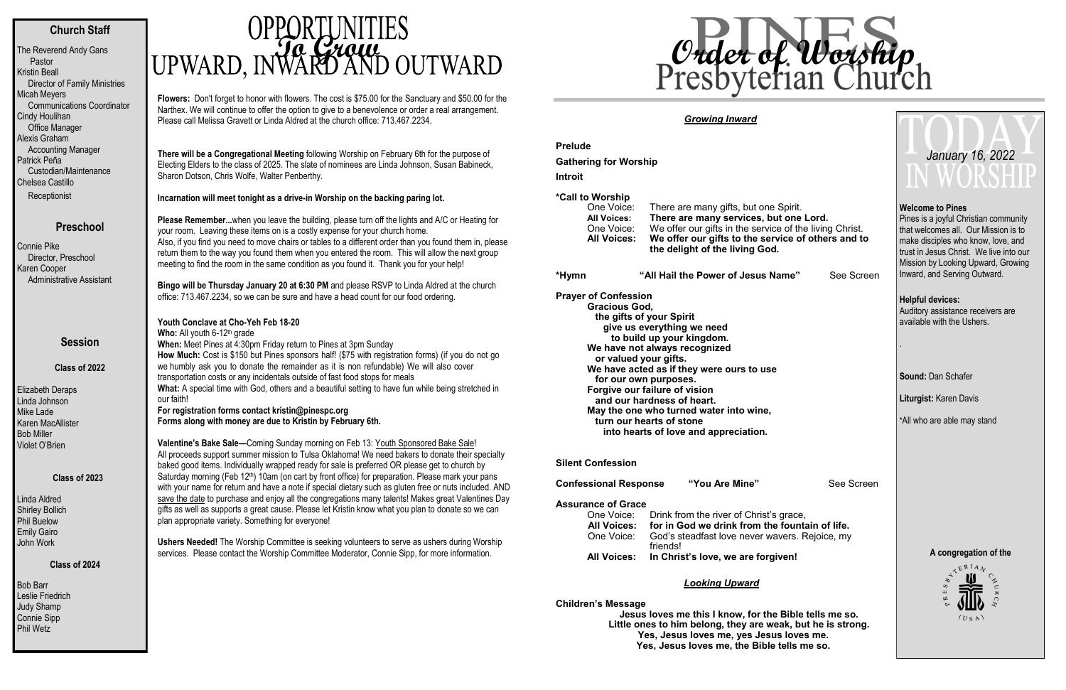## Church Staff

The Reverend Andy Gans
Pastor
Kristin Beall
Director of Family Ministries
Micah Meyers
Communications Coordinator
Cindy Houlihan
Office Manager
Alexis Graham
Accounting Manager
Patrick Peña
Custodian/Maintenance
Chelsea Castillo
Receptionist

## Preschool

Connie Pike
Director, Preschool
Karen Cooper
Administrative Assistant

## Session

**Class of 2022**

Elizabeth Deraps
Linda Johnson
Mike Lade
Karen MacAllister
Bob Miller
Violet O'Brien

**Class of 2023**

Linda Aldred
Shirley Bollich
Phil Buelow
Emily Gairo
John Work

**Class of 2024**

Bob Barr
Leslie Friedrich
Judy Shamp
Connie Sipp
Phil Wetz

# OPPORTUNITIES *To Grow* UPWARD, INWARD AND OUTWARD

**Flowers:** Don't forget to honor with flowers. The cost is $75.00 for the Sanctuary and $50.00 for the Narthex. We will continue to offer the option to give to a benevolence or order a real arrangement. Please call Melissa Gravett or Linda Aldred at the church office: 713.467.2234.

**There will be a Congregational Meeting** following Worship on February 6th for the purpose of Electing Elders to the class of 2025. The slate of nominees are Linda Johnson, Susan Babineck, Sharon Dotson, Chris Wolfe, Walter Penberthy.

**Incarnation will meet tonight as a drive-in Worship on the backing paring lot.**

**Please Remember...**when you leave the building, please turn off the lights and A/C or Heating for your room. Leaving these items on is a costly expense for your church home.
Also, if you find you need to move chairs or tables to a different order than you found them in, please return them to the way you found them when you entered the room. This will allow the next group meeting to find the room in the same condition as you found it. Thank you for your help!

**Bingo will be Thursday January 20 at 6:30 PM** and please RSVP to Linda Aldred at the church office: 713.467.2234, so we can be sure and have a head count for our food ordering.

**Youth Conclave at Cho-Yeh Feb 18-20**
**Who:** All youth 6-12th grade
**When:** Meet Pines at 4:30pm Friday return to Pines at 3pm Sunday
**How Much:** Cost is $150 but Pines sponsors half! ($75 with registration forms) (if you do not go we humbly ask you to donate the remainder as it is non refundable) We will also cover transportation costs or any incidentals outside of fast food stops for meals
**What:** A special time with God, others and a beautiful setting to have fun while being stretched in our faith!
**For registration forms contact kristin@pinespc.org**
**Forms along with money are due to Kristin by February 6th.**

**Valentine's Bake Sale—**Coming Sunday morning on Feb 13: Youth Sponsored Bake Sale!
All proceeds support summer mission to Tulsa Oklahoma! We need bakers to donate their specialty baked good items. Individually wrapped ready for sale is preferred OR please get to church by Saturday morning (Feb 12th) 10am (on cart by front office) for preparation. Please mark your pans with your name for return and have a note if special dietary such as gluten free or nuts included. AND save the date to purchase and enjoy all the congregations many talents! Makes great Valentines Day gifts as well as supports a great cause. Please let Kristin know what you plan to donate so we can plan appropriate variety. Something for everyone!

**Ushers Needed!** The Worship Committee is seeking volunteers to serve as ushers during Worship services. Please contact the Worship Committee Moderator, Connie Sipp, for more information.

# PINES Presbyterian Church *Order of Worship*

### *Growing Inward*

**Prelude**

**Gathering for Worship**

**Introit**

**\*Call to Worship**
One Voice: There are many gifts, but one Spirit.
**All Voices: There are many services, but one Lord.**
One Voice: We offer our gifts in the service of the living Christ.
**All Voices: We offer our gifts to the service of others and to the delight of the living God.**

**\*Hymn "All Hail the Power of Jesus Name"** See Screen

**Prayer of Confession**
**Gracious God,**
**the gifts of your Spirit**
**give us everything we need**
**to build up your kingdom.**
**We have not always recognized**
**or valued your gifts.**
**We have acted as if they were ours to use**
**for our own purposes.**
**Forgive our failure of vision**
**and our hardness of heart.**
**May the one who turned water into wine,**
**turn our hearts of stone**
**into hearts of love and appreciation.**

**Silent Confession**

**Confessional Response "You Are Mine"** See Screen

**Assurance of Grace**
One Voice: Drink from the river of Christ's grace,
**All Voices: for in God we drink from the fountain of life.**
One Voice: God's steadfast love never wavers. Rejoice, my friends!
**All Voices: In Christ's love, we are forgiven!**

### *Looking Upward*

**Children's Message**
**Jesus loves me this I know, for the Bible tells me so.**
**Little ones to him belong, they are weak, but he is strong.**
**Yes, Jesus loves me, yes Jesus loves me.**
**Yes, Jesus loves me, the Bible tells me so.**

# TODAY IN WORSHIP

*January 16, 2022*

**Welcome to Pines**
Pines is a joyful Christian community that welcomes all. Our Mission is to make disciples who know, love, and trust in Jesus Christ. We live into our Mission by Looking Upward, Growing Inward, and Serving Outward.

**Helpful devices:**
Auditory assistance receivers are available with the Ushers.

.

**Sound:** Dan Schafer

**Liturgist:** Karen Davis

\*All who are able may stand

**A congregation of the**

PRESBYTERIAN CHURCH (USA)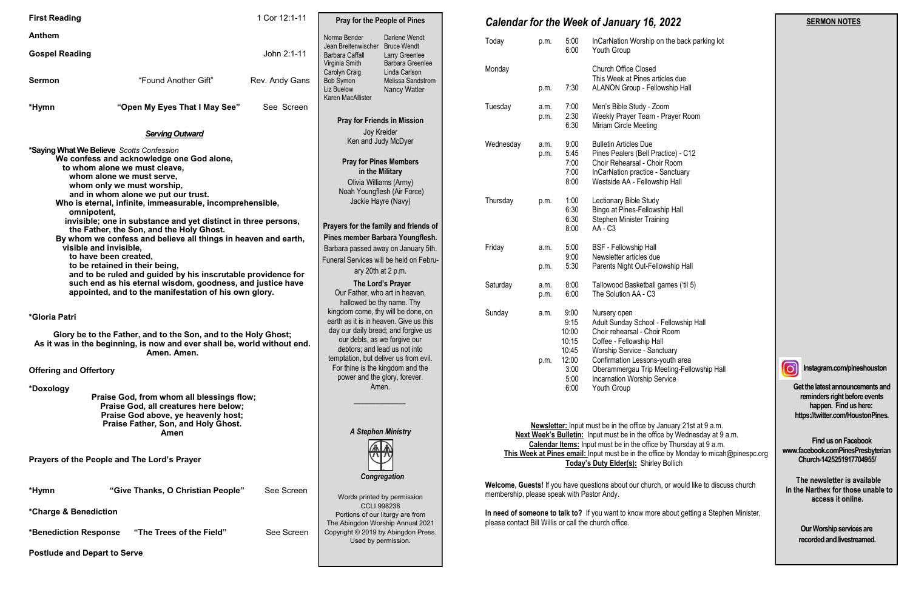**First Reading** 1 Cor 12:1-11

**Anthem**

**Gospel Reading** John 2:1-11

**Sermon** "Found Another Gift" Rev. Andy Gans

***Hymn** **"Open My Eyes That I May See"** See Screen

***Serving Outward***

***Saying What We Believe** *Scotts Confession*

**We confess and acknowledge one God alone,**
**to whom alone we must cleave,**
**whom alone we must serve,**
**whom only we must worship,**
**and in whom alone we put our trust.**
**Who is eternal, infinite, immeasurable, incomprehensible,**
**omnipotent,**
**invisible; one in substance and yet distinct in three persons,**
**the Father, the Son, and the Holy Ghost.**
**By whom we confess and believe all things in heaven and earth,**
**visible and invisible,**
**to have been created,**
**to be retained in their being,**
**and to be ruled and guided by his inscrutable providence for**
**such end as his eternal wisdom, goodness, and justice have**
**appointed, and to the manifestation of his own glory.**

***Gloria Patri**

**Glory be to the Father, and to the Son, and to the Holy Ghost;**
**As it was in the beginning, is now and ever shall be, world without end.**
**Amen. Amen.**

**Offering and Offertory**

***Doxology**

**Praise God, from whom all blessings flow;**
**Praise God, all creatures here below;**
**Praise God above, ye heavenly host;**
**Praise Father, Son, and Holy Ghost.**
**Amen**

**Prayers of the People and The Lord's Prayer**

***Hymn** **"Give Thanks, O Christian People"** See Screen

***Charge & Benediction**

***Benediction Response** **"The Trees of the Field"** See Screen

**Postlude and Depart to Serve**

**Pray for the People of Pines**

Norma Bender, Jean Breitenwischer, Barbara Caffall, Virginia Smith, Carolyn Craig, Bob Symon, Liz Buelow, Karen MacAllister, Darlene Wendt, Bruce Wendt, Larry Greenlee, Barbara Greenlee, Linda Carlson, Melissa Sandstrom, Nancy Watler

**Pray for Friends in Mission**

Joy Kreider
Ken and Judy McDyer

**Pray for Pines Members in the Military**

Olivia Williams (Army)
Noah Youngflesh (Air Force)
Jackie Hayre (Navy)

**Prayers for the family and friends of Pines member Barbara Youngflesh.** Barbara passed away on January 5th. Funeral Services will be held on February 20th at 2 p.m.

**The Lord's Prayer**

Our Father, who art in heaven, hallowed be thy name. Thy kingdom come, thy will be done, on earth as it is in heaven. Give us this day our daily bread; and forgive us our debts, as we forgive our debtors; and lead us not into temptation, but deliver us from evil. For thine is the kingdom and the power and the glory, forever. Amen.

***A Stephen Ministry***

***Congregation***

Words printed by permission
CCLI 998238
Portions of our liturgy are from The Abingdon Worship Annual 2021
Copyright © 2019 by Abingdon Press.
Used by permission.

## *Calendar for the Week of January 16, 2022*

| | | | |
|---|---|---|---|
| Today | p.m. | 5:00 | InCarNation Worship on the back parking lot |
| | | 6:00 | Youth Group |
| Monday | | | Church Office Closed |
| | | | This Week at Pines articles due |
| | p.m. | 7:30 | ALANON Group - Fellowship Hall |
| Tuesday | a.m. | 7:00 | Men's Bible Study - Zoom |
| | p.m. | 2:30 | Weekly Prayer Team - Prayer Room |
| | | 6:30 | Miriam Circle Meeting |
| Wednesday | a.m. | 9:00 | Bulletin Articles Due |
| | p.m. | 5:45 | Pines Pealers (Bell Practice) - C12 |
| | | 7:00 | Choir Rehearsal - Choir Room |
| | | 7:00 | InCarNation practice - Sanctuary |
| | | 8:00 | Westside AA - Fellowship Hall |
| Thursday | p.m. | 1:00 | Lectionary Bible Study |
| | | 6:30 | Bingo at Pines-Fellowship Hall |
| | | 6:30 | Stephen Minister Training |
| | | 8:00 | AA - C3 |
| Friday | a.m. | 5:00 | BSF - Fellowship Hall |
| | | 9:00 | Newsletter articles due |
| | p.m. | 5:30 | Parents Night Out-Fellowship Hall |
| Saturday | a.m. | 8:00 | Tallowood Basketball games ('til 5) |
| | p.m. | 6:00 | The Solution AA - C3 |
| Sunday | a.m. | 9:00 | Nursery open |
| | | 9:15 | Adult Sunday School - Fellowship Hall |
| | | 10:00 | Choir rehearsal - Choir Room |
| | | 10:15 | Coffee - Fellowship Hall |
| | | 10:45 | Worship Service - Sanctuary |
| | p.m. | 12:00 | Confirmation Lessons-youth area |
| | | 3:00 | Oberammergau Trip Meeting-Fellowship Hall |
| | | 5:00 | Incarnation Worship Service |
| | | 6:00 | Youth Group |

<u>**Newsletter:**</u> Input must be in the office by January 21st at 9 a.m.
<u>**Next Week's Bulletin:**</u> Input must be in the office by Wednesday at 9 a.m.
<u>**Calendar Items:**</u> Input must be in the office by Thursday at 9 a.m.
<u>**This Week at Pines email:**</u> Input must be in the office by Monday to micah@pinespc.org
<u>**Today's Duty Elder(s):**</u> Shirley Bollich

**Welcome, Guests!** If you have questions about our church, or would like to discuss church membership, please speak with Pastor Andy.

**In need of someone to talk to?** If you want to know more about getting a Stephen Minister, please contact Bill Willis or call the church office.

**SERMON NOTES**

**Instagram.com/pineshouston**

**Get the latest announcements and reminders right before events happen. Find us here: https://twitter.com/HoustonPines.**

**Find us on Facebook www.facebook.comPinesPresbyterian Church-1425251917704955/**

**The newsletter is available in the Narthex for those unable to access it online.**

**Our Worship services are recorded and livestreamed.**